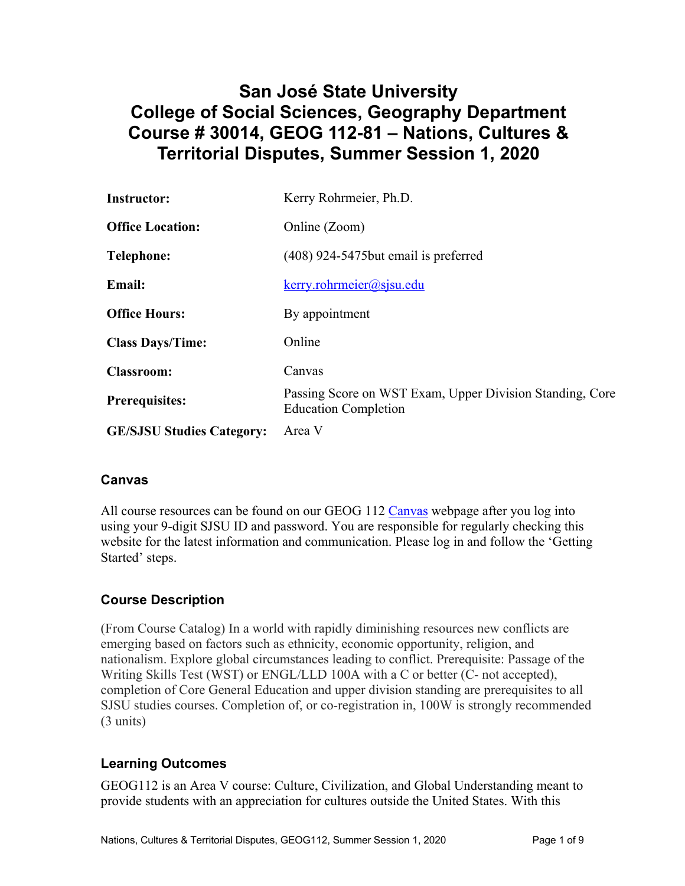# San José State University
# College of Social Sciences, Geography Department
# Course # 30014, GEOG 112-81 – Nations, Cultures & Territorial Disputes, Summer Session 1, 2020

| | |
|---|---|
| **Instructor:** | Kerry Rohrmeier, Ph.D. |
| **Office Location:** | Online (Zoom) |
| **Telephone:** | (408) 924-5475but email is preferred |
| **Email:** | kerry.rohrmeier@sjsu.edu |
| **Office Hours:** | By appointment |
| **Class Days/Time:** | Online |
| **Classroom:** | Canvas |
| **Prerequisites:** | Passing Score on WST Exam, Upper Division Standing, Core Education Completion |
| **GE/SJSU Studies Category:** | Area V |

## Canvas

All course resources can be found on our GEOG 112 Canvas webpage after you log into using your 9-digit SJSU ID and password. You are responsible for regularly checking this website for the latest information and communication. Please log in and follow the 'Getting Started' steps.

## Course Description

(From Course Catalog) In a world with rapidly diminishing resources new conflicts are emerging based on factors such as ethnicity, economic opportunity, religion, and nationalism. Explore global circumstances leading to conflict. Prerequisite: Passage of the Writing Skills Test (WST) or ENGL/LLD 100A with a C or better (C- not accepted), completion of Core General Education and upper division standing are prerequisites to all SJSU studies courses. Completion of, or co-registration in, 100W is strongly recommended (3 units)

## Learning Outcomes

GEOG112 is an Area V course: Culture, Civilization, and Global Understanding meant to provide students with an appreciation for cultures outside the United States. With this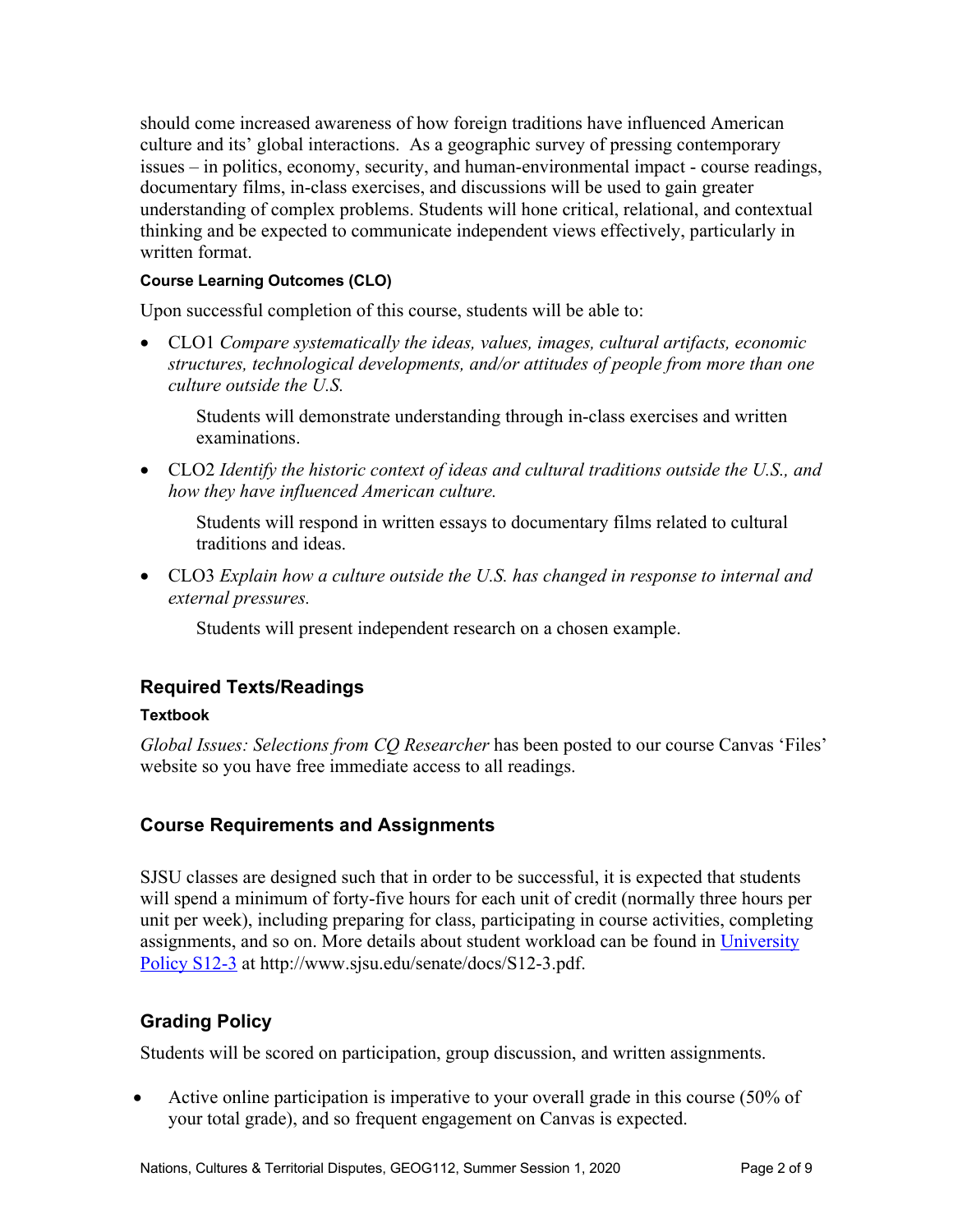should come increased awareness of how foreign traditions have influenced American culture and its' global interactions. As a geographic survey of pressing contemporary issues – in politics, economy, security, and human-environmental impact - course readings, documentary films, in-class exercises, and discussions will be used to gain greater understanding of complex problems. Students will hone critical, relational, and contextual thinking and be expected to communicate independent views effectively, particularly in written format.

#### Course Learning Outcomes (CLO)

Upon successful completion of this course, students will be able to:

- CLO1 *Compare systematically the ideas, values, images, cultural artifacts, economic structures, technological developments, and/or attitudes of people from more than one culture outside the U.S.*

  Students will demonstrate understanding through in-class exercises and written examinations.

- CLO2 *Identify the historic context of ideas and cultural traditions outside the U.S., and how they have influenced American culture.*

  Students will respond in written essays to documentary films related to cultural traditions and ideas.

- CLO3 *Explain how a culture outside the U.S. has changed in response to internal and external pressures.*

  Students will present independent research on a chosen example.

## Required Texts/Readings

#### Textbook

*Global Issues: Selections from CQ Researcher* has been posted to our course Canvas 'Files' website so you have free immediate access to all readings.

## Course Requirements and Assignments

SJSU classes are designed such that in order to be successful, it is expected that students will spend a minimum of forty-five hours for each unit of credit (normally three hours per unit per week), including preparing for class, participating in course activities, completing assignments, and so on. More details about student workload can be found in [University Policy S12-3](http://www.sjsu.edu/senate/docs/S12-3.pdf) at http://www.sjsu.edu/senate/docs/S12-3.pdf.

## Grading Policy

Students will be scored on participation, group discussion, and written assignments.

- Active online participation is imperative to your overall grade in this course (50% of your total grade), and so frequent engagement on Canvas is expected.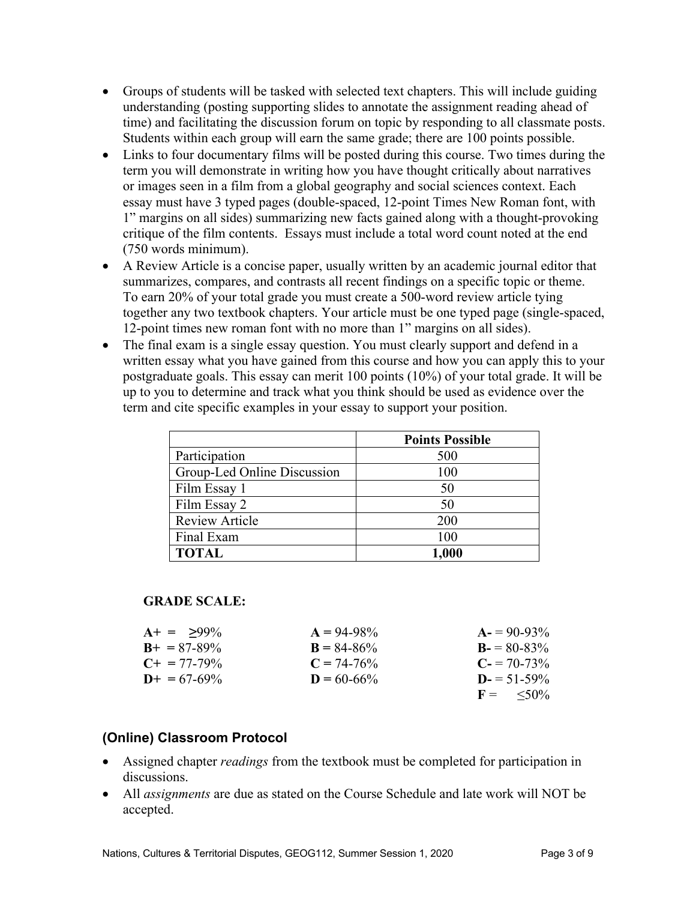- Groups of students will be tasked with selected text chapters. This will include guiding understanding (posting supporting slides to annotate the assignment reading ahead of time) and facilitating the discussion forum on topic by responding to all classmate posts. Students within each group will earn the same grade; there are 100 points possible.
- Links to four documentary films will be posted during this course. Two times during the term you will demonstrate in writing how you have thought critically about narratives or images seen in a film from a global geography and social sciences context. Each essay must have 3 typed pages (double-spaced, 12-point Times New Roman font, with 1" margins on all sides) summarizing new facts gained along with a thought-provoking critique of the film contents. Essays must include a total word count noted at the end (750 words minimum).
- A Review Article is a concise paper, usually written by an academic journal editor that summarizes, compares, and contrasts all recent findings on a specific topic or theme. To earn 20% of your total grade you must create a 500-word review article tying together any two textbook chapters. Your article must be one typed page (single-spaced, 12-point times new roman font with no more than 1" margins on all sides).
- The final exam is a single essay question. You must clearly support and defend in a written essay what you have gained from this course and how you can apply this to your postgraduate goals. This essay can merit 100 points (10%) of your total grade. It will be up to you to determine and track what you think should be used as evidence over the term and cite specific examples in your essay to support your position.

| | Points Possible |
|---|---|
| Participation | 500 |
| Group-Led Online Discussion | 100 |
| Film Essay 1 | 50 |
| Film Essay 2 | 50 |
| Review Article | 200 |
| Final Exam | 100 |
| **TOTAL** | **1,000** |

**GRADE SCALE:**

| | | |
|---|---|---|
| **A+** = ≥99% | **A** = 94-98% | **A-** = 90-93% |
| **B+** = 87-89% | **B** = 84-86% | **B-** = 80-83% |
| **C+** = 77-79% | **C** = 74-76% | **C-** = 70-73% |
| **D+** = 67-69% | **D** = 60-66% | **D-** = 51-59% |
| | | **F** = ≤50% |

## (Online) Classroom Protocol

- Assigned chapter *readings* from the textbook must be completed for participation in discussions.
- All *assignments* are due as stated on the Course Schedule and late work will NOT be accepted.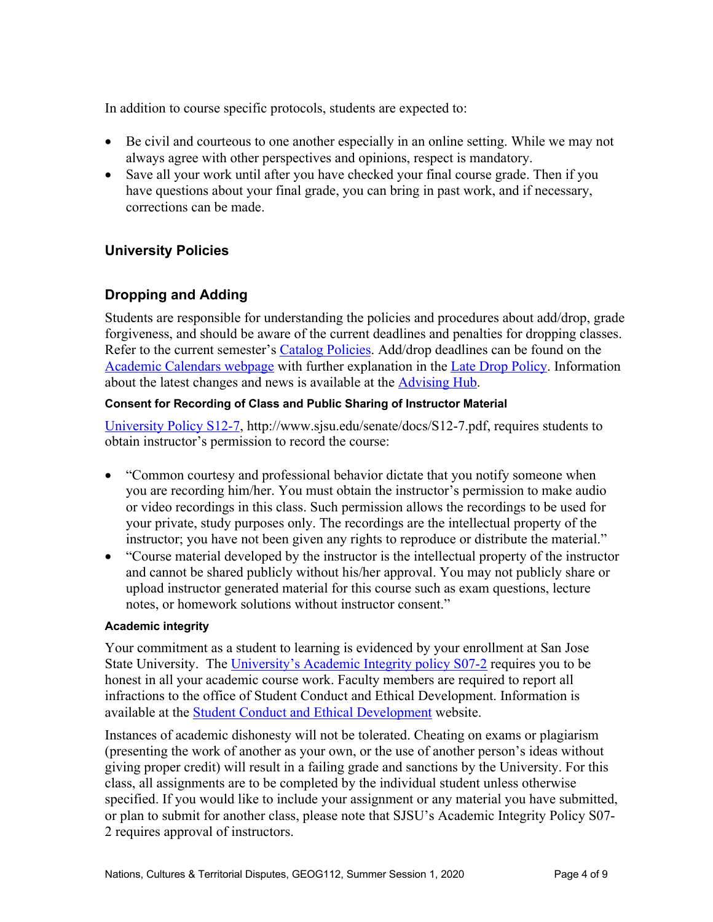In addition to course specific protocols, students are expected to:

- Be civil and courteous to one another especially in an online setting. While we may not always agree with other perspectives and opinions, respect is mandatory.
- Save all your work until after you have checked your final course grade. Then if you have questions about your final grade, you can bring in past work, and if necessary, corrections can be made.

## University Policies

## Dropping and Adding

Students are responsible for understanding the policies and procedures about add/drop, grade forgiveness, and should be aware of the current deadlines and penalties for dropping classes. Refer to the current semester's Catalog Policies. Add/drop deadlines can be found on the Academic Calendars webpage with further explanation in the Late Drop Policy. Information about the latest changes and news is available at the Advising Hub.

#### Consent for Recording of Class and Public Sharing of Instructor Material

University Policy S12-7, http://www.sjsu.edu/senate/docs/S12-7.pdf, requires students to obtain instructor's permission to record the course:

- "Common courtesy and professional behavior dictate that you notify someone when you are recording him/her. You must obtain the instructor's permission to make audio or video recordings in this class. Such permission allows the recordings to be used for your private, study purposes only. The recordings are the intellectual property of the instructor; you have not been given any rights to reproduce or distribute the material."
- "Course material developed by the instructor is the intellectual property of the instructor and cannot be shared publicly without his/her approval. You may not publicly share or upload instructor generated material for this course such as exam questions, lecture notes, or homework solutions without instructor consent."

#### Academic integrity

Your commitment as a student to learning is evidenced by your enrollment at San Jose State University. The University's Academic Integrity policy S07-2 requires you to be honest in all your academic course work. Faculty members are required to report all infractions to the office of Student Conduct and Ethical Development. Information is available at the Student Conduct and Ethical Development website.

Instances of academic dishonesty will not be tolerated. Cheating on exams or plagiarism (presenting the work of another as your own, or the use of another person's ideas without giving proper credit) will result in a failing grade and sanctions by the University. For this class, all assignments are to be completed by the individual student unless otherwise specified. If you would like to include your assignment or any material you have submitted, or plan to submit for another class, please note that SJSU's Academic Integrity Policy S07-2 requires approval of instructors.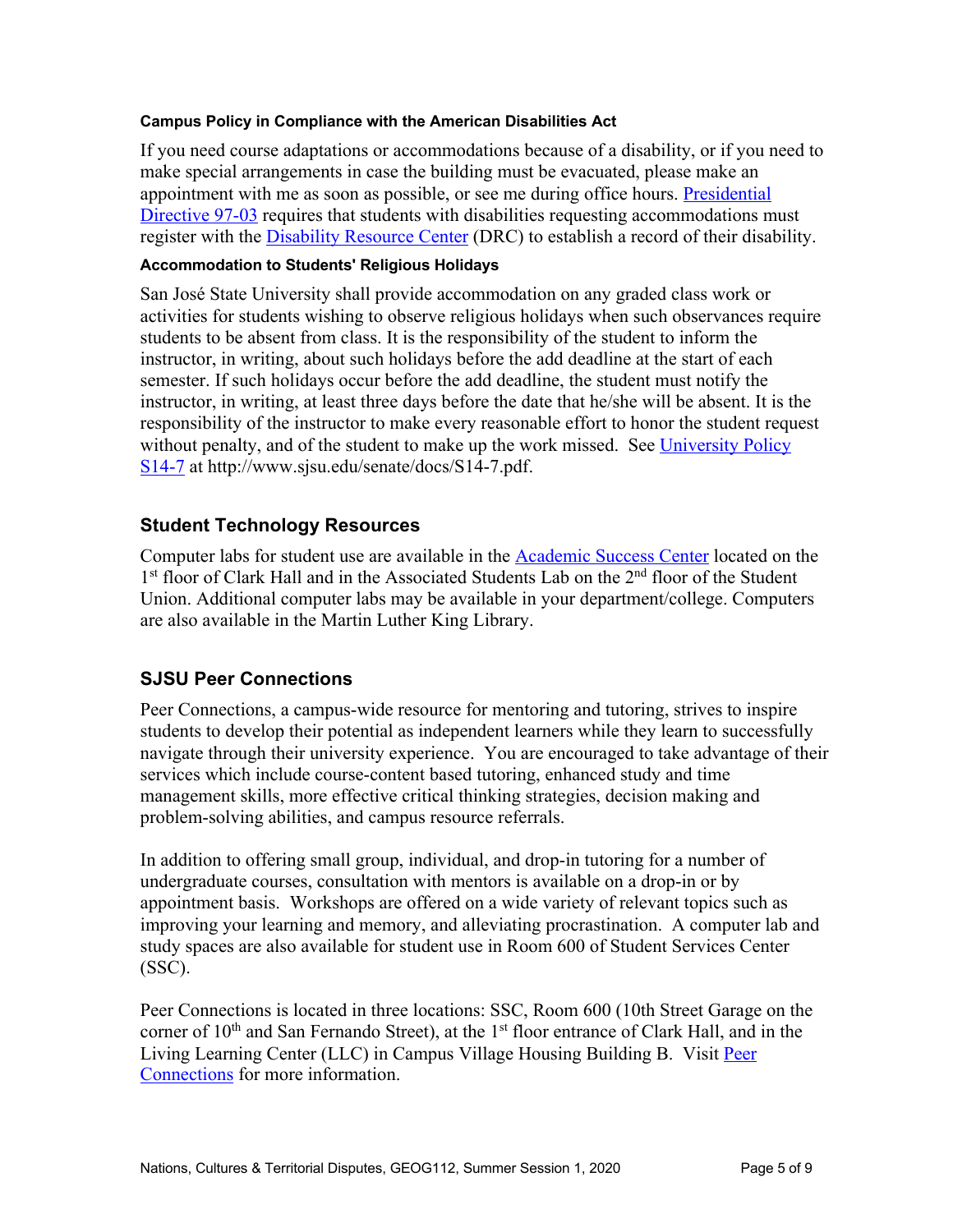#### Campus Policy in Compliance with the American Disabilities Act

If you need course adaptations or accommodations because of a disability, or if you need to make special arrangements in case the building must be evacuated, please make an appointment with me as soon as possible, or see me during office hours. Presidential Directive 97-03 requires that students with disabilities requesting accommodations must register with the Disability Resource Center (DRC) to establish a record of their disability.

#### Accommodation to Students' Religious Holidays

San José State University shall provide accommodation on any graded class work or activities for students wishing to observe religious holidays when such observances require students to be absent from class. It is the responsibility of the student to inform the instructor, in writing, about such holidays before the add deadline at the start of each semester. If such holidays occur before the add deadline, the student must notify the instructor, in writing, at least three days before the date that he/she will be absent. It is the responsibility of the instructor to make every reasonable effort to honor the student request without penalty, and of the student to make up the work missed. See University Policy S14-7 at http://www.sjsu.edu/senate/docs/S14-7.pdf.

## Student Technology Resources

Computer labs for student use are available in the Academic Success Center located on the 1st floor of Clark Hall and in the Associated Students Lab on the 2nd floor of the Student Union. Additional computer labs may be available in your department/college. Computers are also available in the Martin Luther King Library.

## SJSU Peer Connections

Peer Connections, a campus-wide resource for mentoring and tutoring, strives to inspire students to develop their potential as independent learners while they learn to successfully navigate through their university experience. You are encouraged to take advantage of their services which include course-content based tutoring, enhanced study and time management skills, more effective critical thinking strategies, decision making and problem-solving abilities, and campus resource referrals.

In addition to offering small group, individual, and drop-in tutoring for a number of undergraduate courses, consultation with mentors is available on a drop-in or by appointment basis. Workshops are offered on a wide variety of relevant topics such as improving your learning and memory, and alleviating procrastination. A computer lab and study spaces are also available for student use in Room 600 of Student Services Center (SSC).

Peer Connections is located in three locations: SSC, Room 600 (10th Street Garage on the corner of 10th and San Fernando Street), at the 1st floor entrance of Clark Hall, and in the Living Learning Center (LLC) in Campus Village Housing Building B. Visit Peer Connections for more information.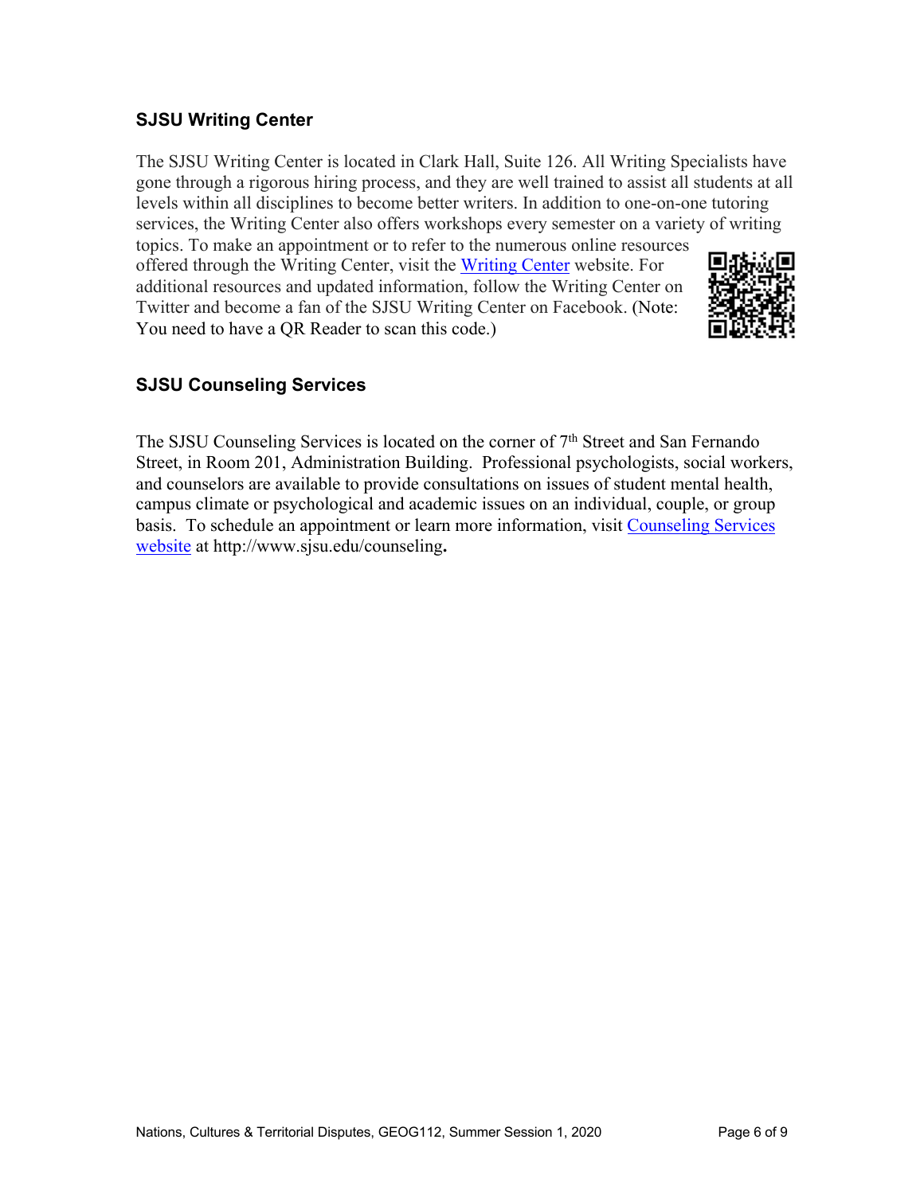### SJSU Writing Center

The SJSU Writing Center is located in Clark Hall, Suite 126. All Writing Specialists have gone through a rigorous hiring process, and they are well trained to assist all students at all levels within all disciplines to become better writers. In addition to one-on-one tutoring services, the Writing Center also offers workshops every semester on a variety of writing topics. To make an appointment or to refer to the numerous online resources offered through the Writing Center, visit the Writing Center website. For additional resources and updated information, follow the Writing Center on Twitter and become a fan of the SJSU Writing Center on Facebook. (Note: You need to have a QR Reader to scan this code.)

### SJSU Counseling Services

The SJSU Counseling Services is located on the corner of 7th Street and San Fernando Street, in Room 201, Administration Building. Professional psychologists, social workers, and counselors are available to provide consultations on issues of student mental health, campus climate or psychological and academic issues on an individual, couple, or group basis. To schedule an appointment or learn more information, visit Counseling Services website at http://www.sjsu.edu/counseling**.**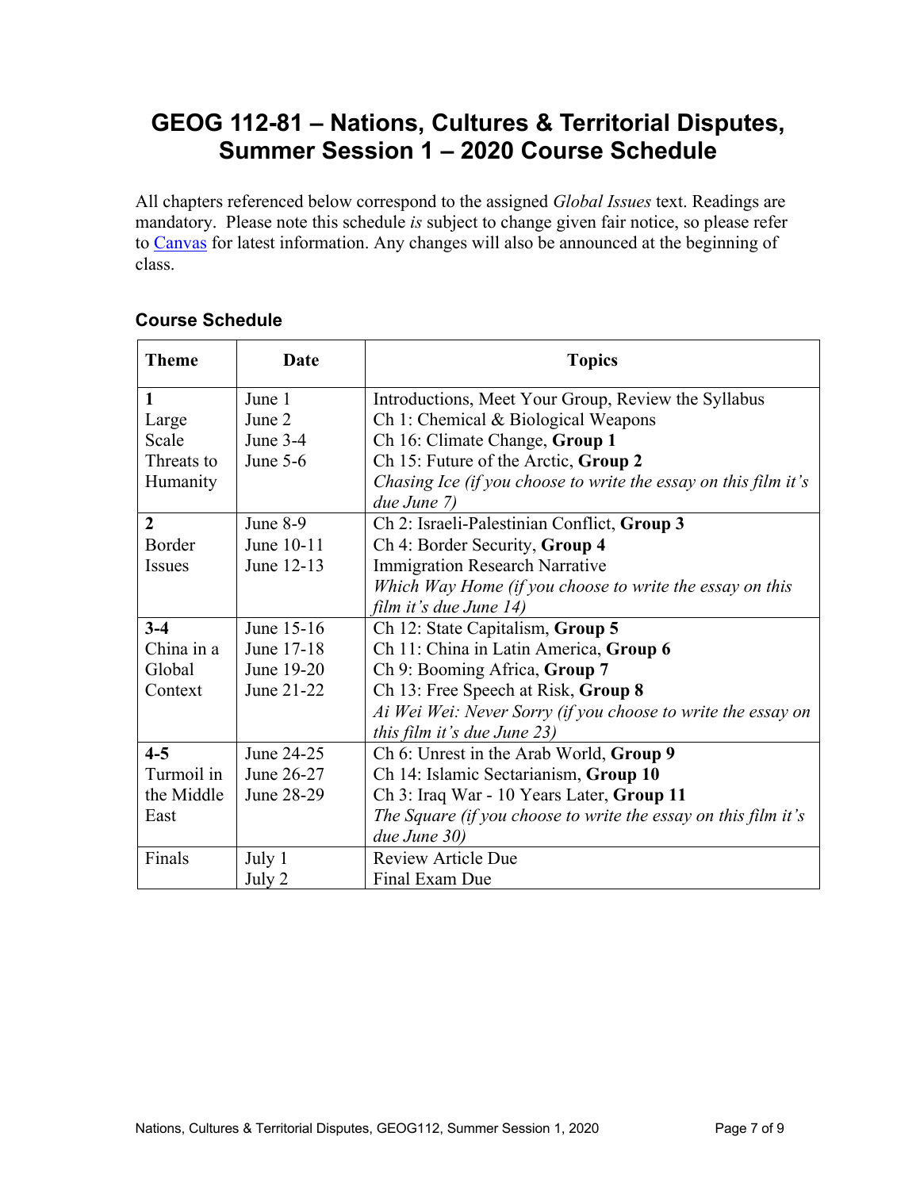# GEOG 112-81 – Nations, Cultures & Territorial Disputes, Summer Session 1 – 2020 Course Schedule

All chapters referenced below correspond to the assigned *Global Issues* text. Readings are mandatory. Please note this schedule *is* subject to change given fair notice, so please refer to Canvas for latest information. Any changes will also be announced at the beginning of class.

### Course Schedule

| Theme | Date | Topics |
|---|---|---|
| **1** Large Scale Threats to Humanity | June 1<br>June 2<br>June 3-4<br>June 5-6 | Introductions, Meet Your Group, Review the Syllabus<br>Ch 1: Chemical & Biological Weapons<br>Ch 16: Climate Change, **Group 1**<br>Ch 15: Future of the Arctic, **Group 2**<br>*Chasing Ice (if you choose to write the essay on this film it's due June 7)* |
| **2** Border Issues | June 8-9<br>June 10-11<br>June 12-13 | Ch 2: Israeli-Palestinian Conflict, **Group 3**<br>Ch 4: Border Security, **Group 4**<br>Immigration Research Narrative<br>*Which Way Home (if you choose to write the essay on this film it's due June 14)* |
| **3-4** China in a Global Context | June 15-16<br>June 17-18<br>June 19-20<br>June 21-22 | Ch 12: State Capitalism, **Group 5**<br>Ch 11: China in Latin America, **Group 6**<br>Ch 9: Booming Africa, **Group 7**<br>Ch 13: Free Speech at Risk, **Group 8**<br>*Ai Wei Wei: Never Sorry (if you choose to write the essay on this film it's due June 23)* |
| **4-5** Turmoil in the Middle East | June 24-25<br>June 26-27<br>June 28-29 | Ch 6: Unrest in the Arab World, **Group 9**<br>Ch 14: Islamic Sectarianism, **Group 10**<br>Ch 3: Iraq War - 10 Years Later, **Group 11**<br>*The Square (if you choose to write the essay on this film it's due June 30)* |
| Finals | July 1<br>July 2 | Review Article Due<br>Final Exam Due |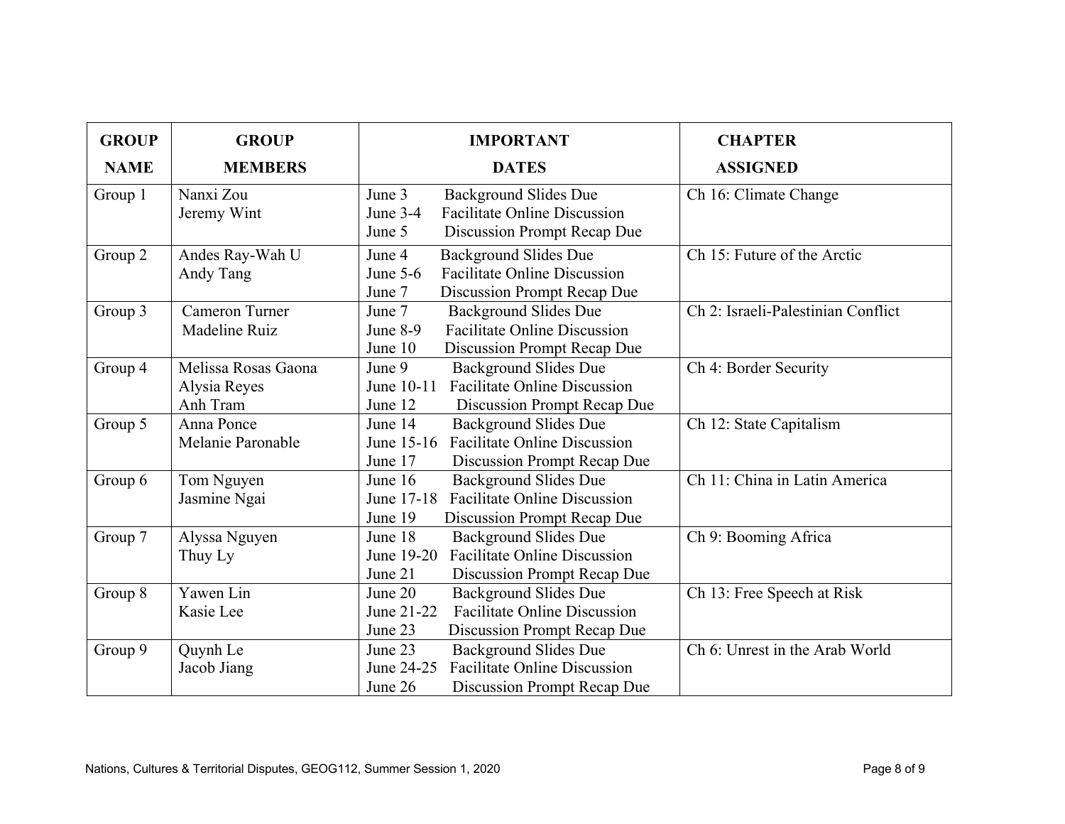| GROUP NAME | GROUP MEMBERS | IMPORTANT DATES | CHAPTER ASSIGNED |
|---|---|---|---|
| Group 1 | Nanxi Zou<br>Jeremy Wint | June 3 Background Slides Due<br>June 3-4 Facilitate Online Discussion<br>June 5 Discussion Prompt Recap Due | Ch 16: Climate Change |
| Group 2 | Andes Ray-Wah U<br>Andy Tang | June 4 Background Slides Due<br>June 5-6 Facilitate Online Discussion<br>June 7 Discussion Prompt Recap Due | Ch 15: Future of the Arctic |
| Group 3 | Cameron Turner<br>Madeline Ruiz | June 7 Background Slides Due<br>June 8-9 Facilitate Online Discussion<br>June 10 Discussion Prompt Recap Due | Ch 2: Israeli-Palestinian Conflict |
| Group 4 | Melissa Rosas Gaona<br>Alysia Reyes<br>Anh Tram | June 9 Background Slides Due<br>June 10-11 Facilitate Online Discussion<br>June 12 Discussion Prompt Recap Due | Ch 4: Border Security |
| Group 5 | Anna Ponce<br>Melanie Paronable | June 14 Background Slides Due<br>June 15-16 Facilitate Online Discussion<br>June 17 Discussion Prompt Recap Due | Ch 12: State Capitalism |
| Group 6 | Tom Nguyen<br>Jasmine Ngai | June 16 Background Slides Due<br>June 17-18 Facilitate Online Discussion<br>June 19 Discussion Prompt Recap Due | Ch 11: China in Latin America |
| Group 7 | Alyssa Nguyen<br>Thuy Ly | June 18 Background Slides Due<br>June 19-20 Facilitate Online Discussion<br>June 21 Discussion Prompt Recap Due | Ch 9: Booming Africa |
| Group 8 | Yawen Lin<br>Kasie Lee | June 20 Background Slides Due<br>June 21-22 Facilitate Online Discussion<br>June 23 Discussion Prompt Recap Due | Ch 13: Free Speech at Risk |
| Group 9 | Quynh Le<br>Jacob Jiang | June 23 Background Slides Due<br>June 24-25 Facilitate Online Discussion<br>June 26 Discussion Prompt Recap Due | Ch 6: Unrest in the Arab World |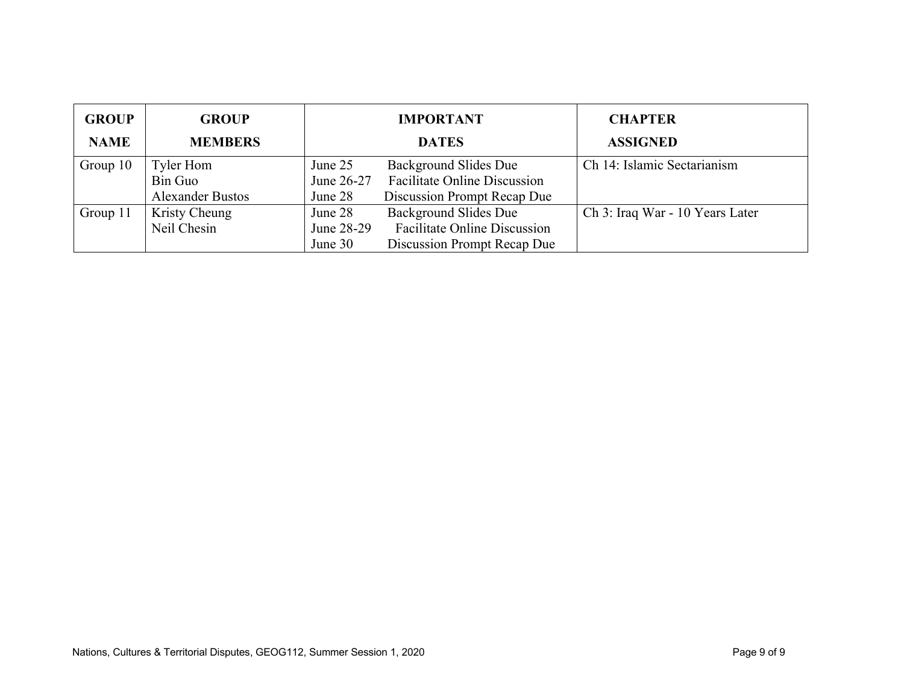| GROUP NAME | GROUP MEMBERS | IMPORTANT DATES | CHAPTER ASSIGNED |
|---|---|---|---|
| Group 10 | Tyler Hom<br>Bin Guo<br>Alexander Bustos | June 25 Background Slides Due<br>June 26-27 Facilitate Online Discussion<br>June 28 Discussion Prompt Recap Due | Ch 14: Islamic Sectarianism |
| Group 11 | Kristy Cheung<br>Neil Chesin | June 28 Background Slides Due<br>June 28-29 Facilitate Online Discussion<br>June 30 Discussion Prompt Recap Due | Ch 3: Iraq War - 10 Years Later |